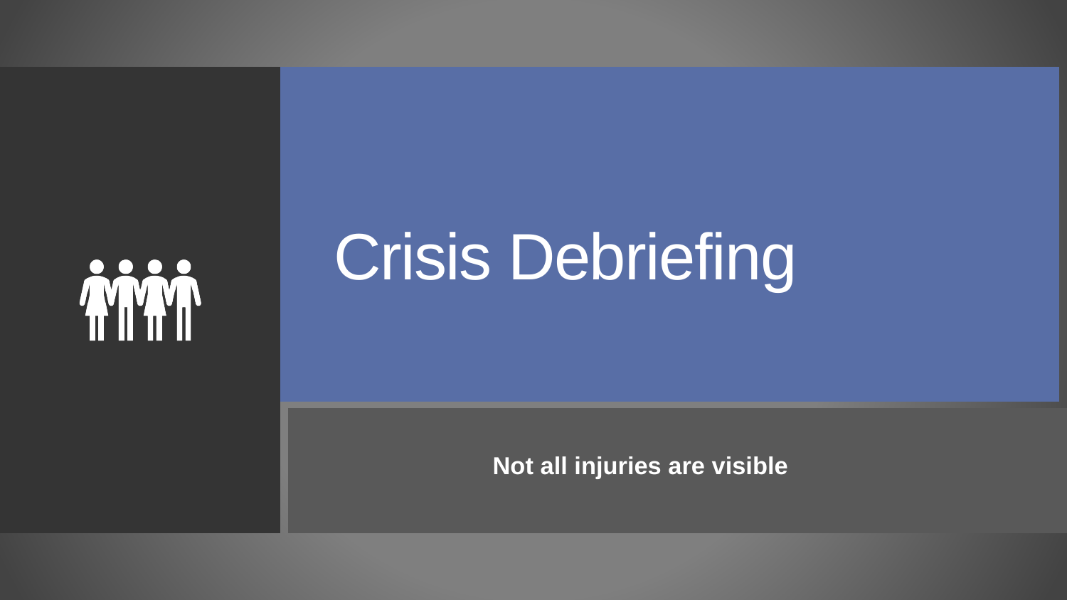# Crisis Debriefing

**Not all injuries are visible**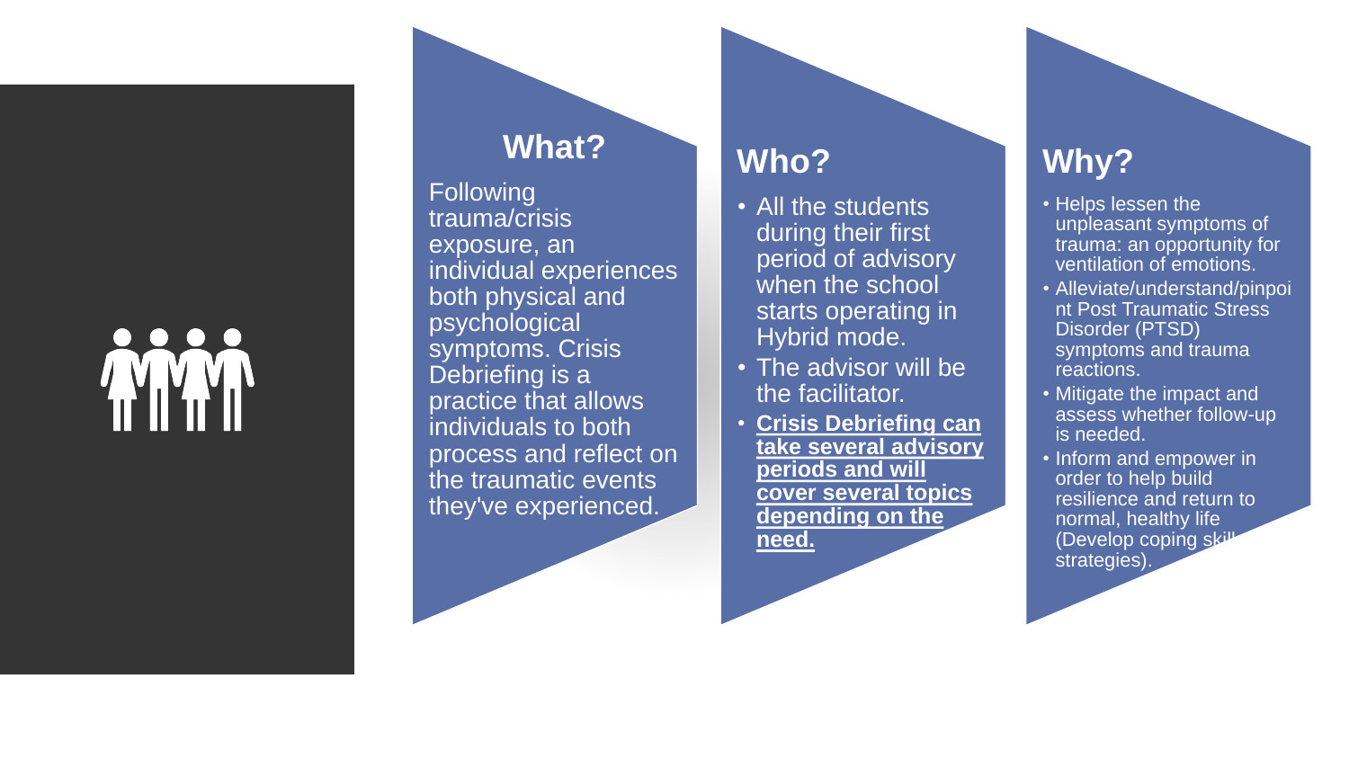## What?

Following trauma/crisis exposure, an individual experiences both physical and psychological symptoms. Crisis Debriefing is a practice that allows individuals to both process and reflect on the traumatic events they've experienced.

## Who?

- All the students during their first period of advisory when the school starts operating in Hybrid mode.
- The advisor will be the facilitator.
- **Crisis Debriefing can take several advisory periods and will cover several topics depending on the need.**

## Why?

- Helps lessen the unpleasant symptoms of trauma: an opportunity for ventilation of emotions.
- Alleviate/understand/pinpoint Post Traumatic Stress Disorder (PTSD) symptoms and trauma reactions.
- Mitigate the impact and assess whether follow-up is needed.
- Inform and empower in order to help build resilience and return to normal, healthy life (Develop coping skill strategies).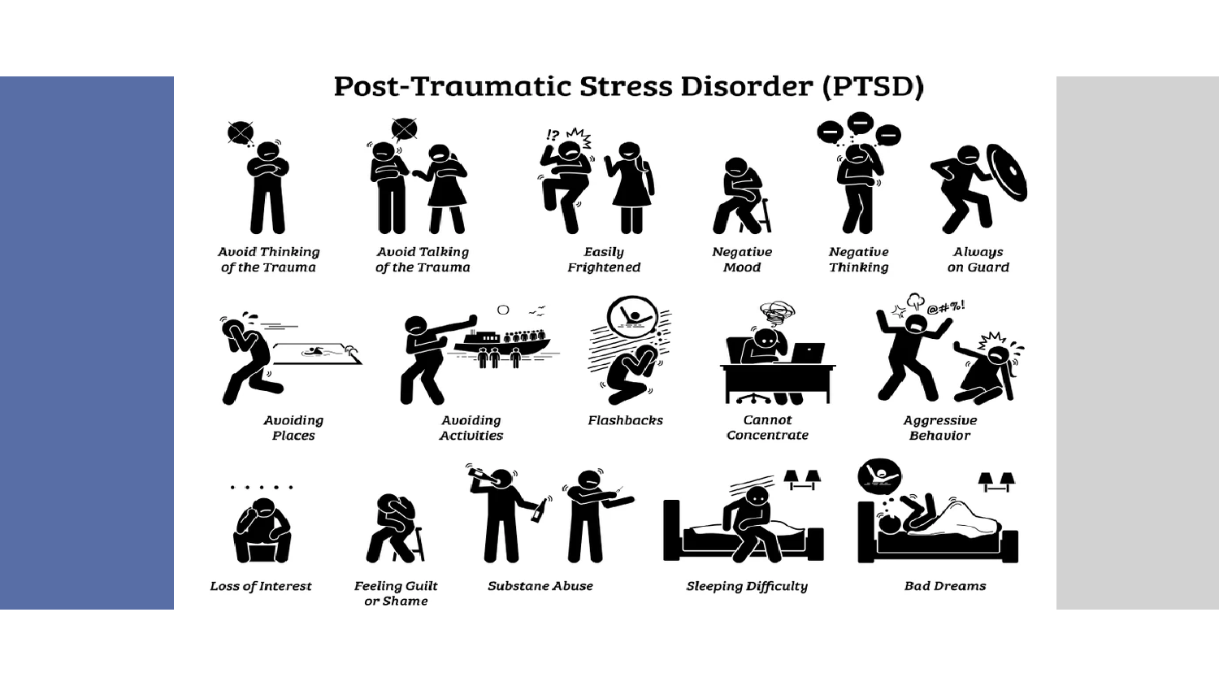# Post-Traumatic Stress Disorder (PTSD)

Avoid Thinking of the Trauma

Avoid Talking of the Trauma

Easily Frightened

Negative Mood

Negative Thinking

Always on Guard

Avoiding Places

Avoiding Activities

Flashbacks

Cannot Concentrate

Aggressive Behavior

Loss of Interest

Feeling Guilt or Shame

Substane Abuse

Sleeping Difficulty

Bad Dreams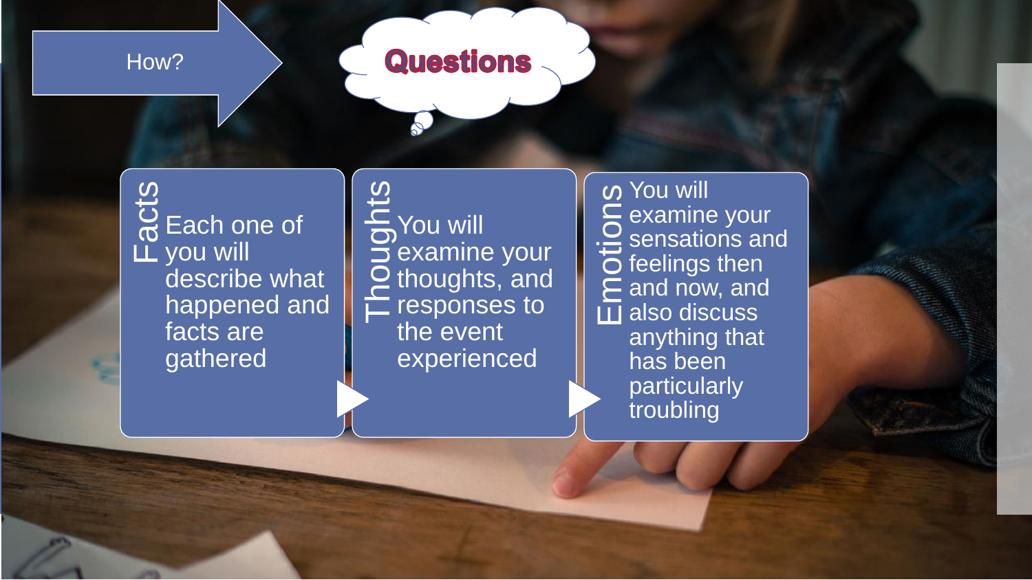How?

## Questions

**Facts**

Each one of you will describe what happened and facts are gathered

**Thoughts**

You will examine your thoughts, and responses to the event experienced

**Emotions**

You will examine your sensations and feelings then and now, and also discuss anything that has been particularly troubling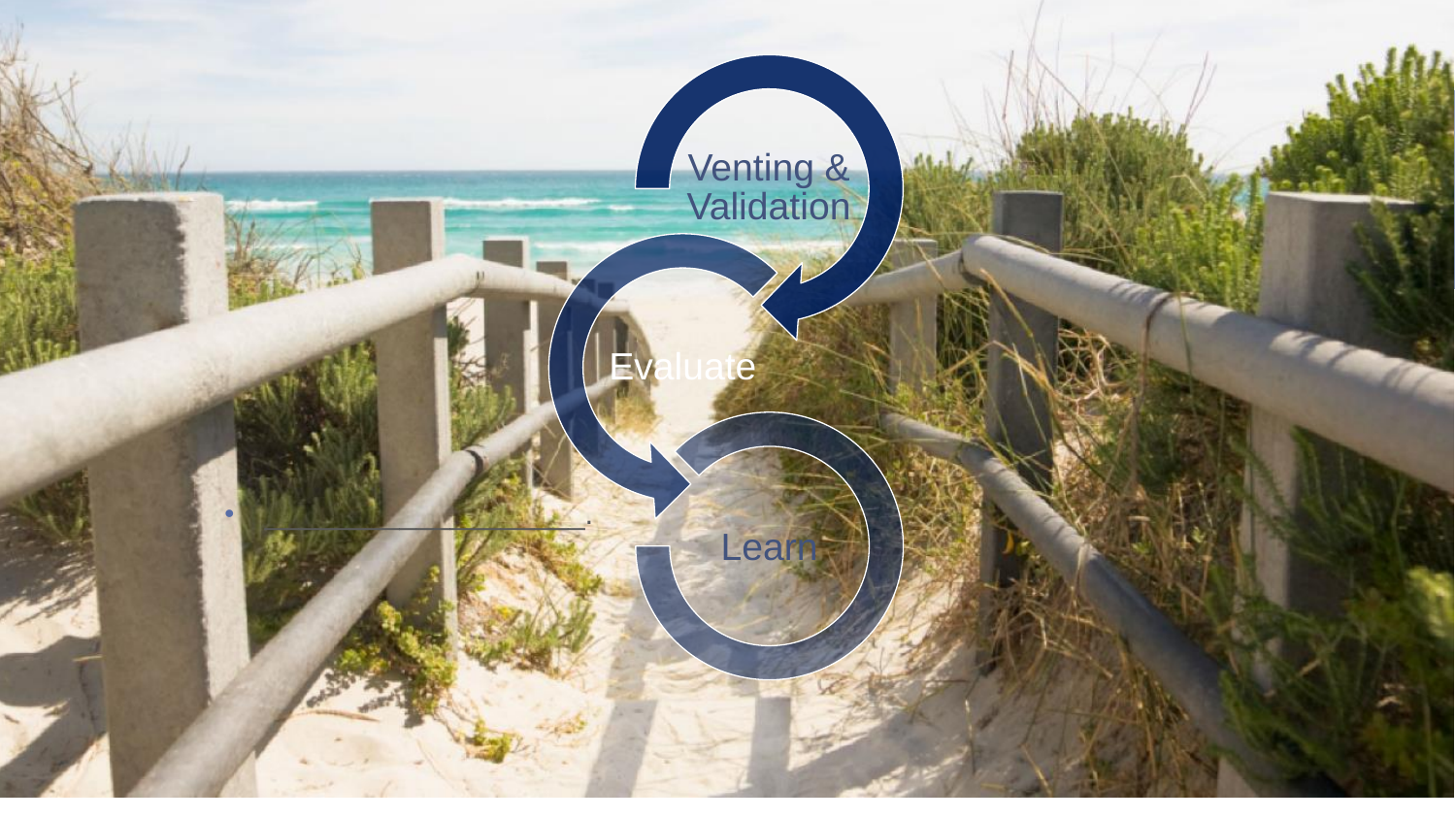Venting & Validation

Evaluate

Learn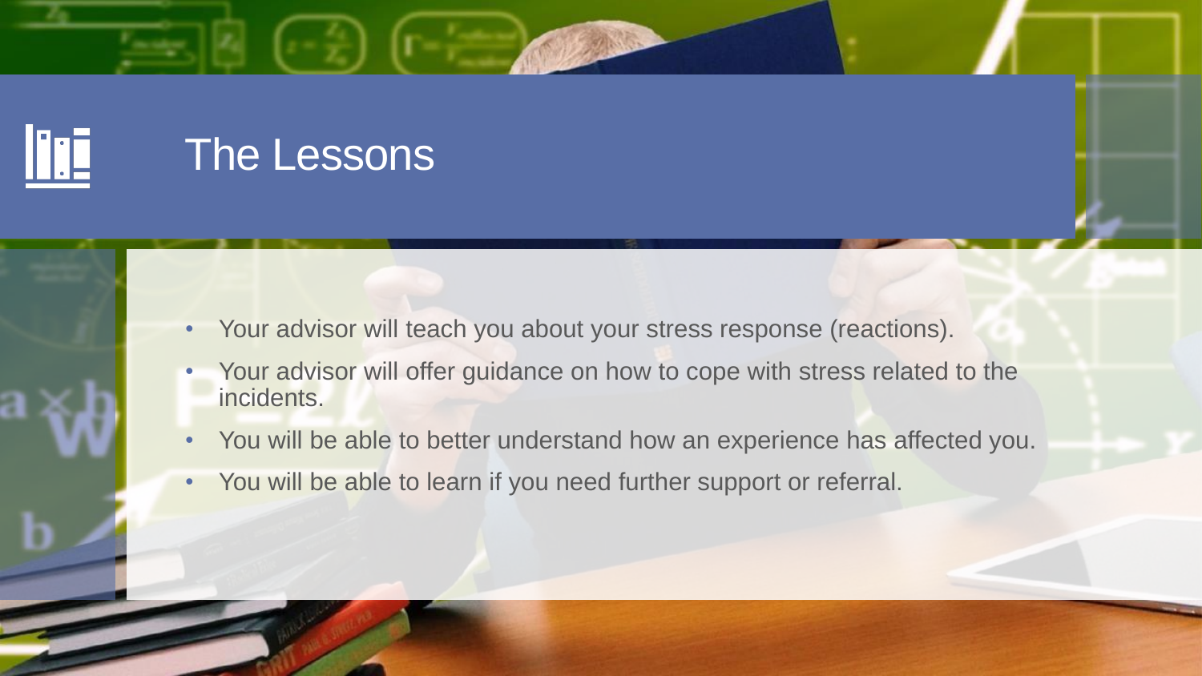# The Lessons

- Your advisor will teach you about your stress response (reactions).
- Your advisor will offer guidance on how to cope with stress related to the incidents.
- You will be able to better understand how an experience has affected you.
- You will be able to learn if you need further support or referral.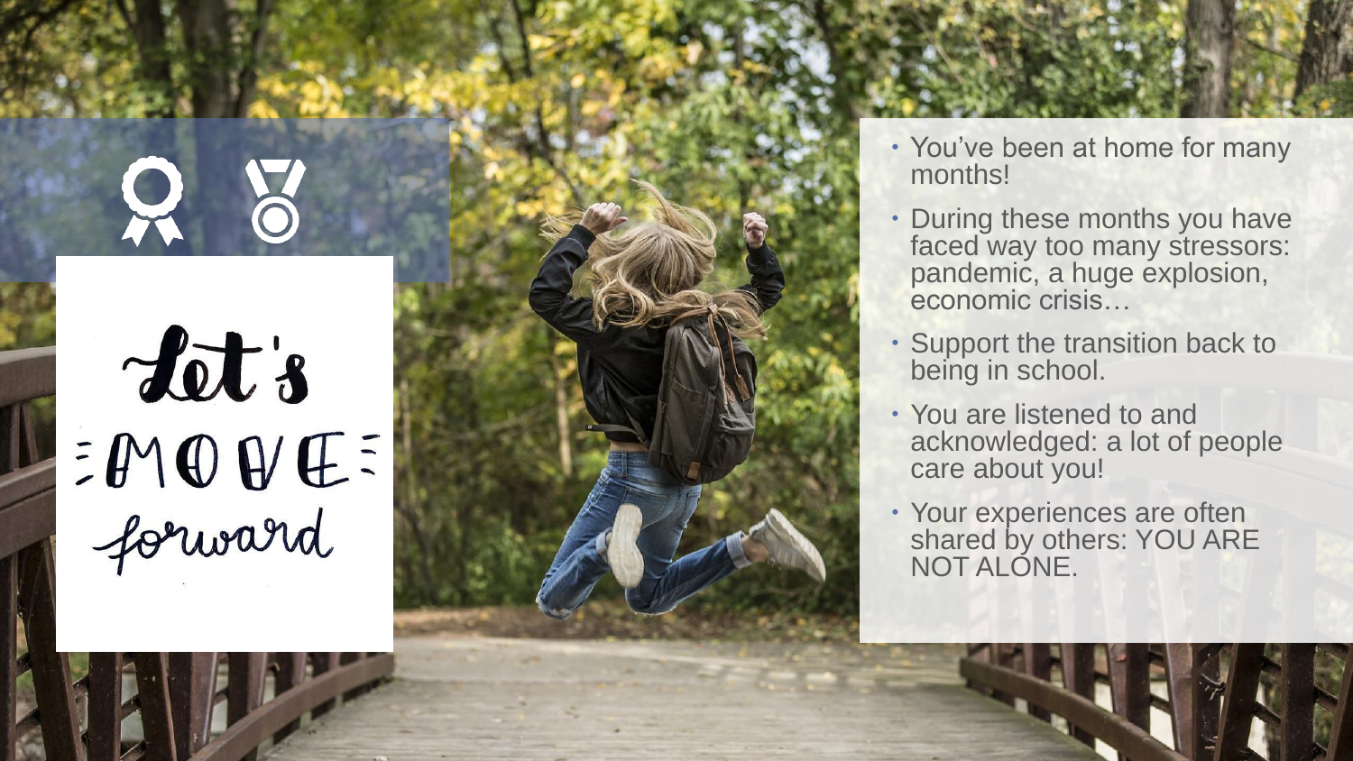# Let's MOVE forward

- You've been at home for many months!
- During these months you have faced way too many stressors: pandemic, a huge explosion, economic crisis…
- Support the transition back to being in school.
- You are listened to and acknowledged: a lot of people care about you!
- Your experiences are often shared by others: YOU ARE NOT ALONE.